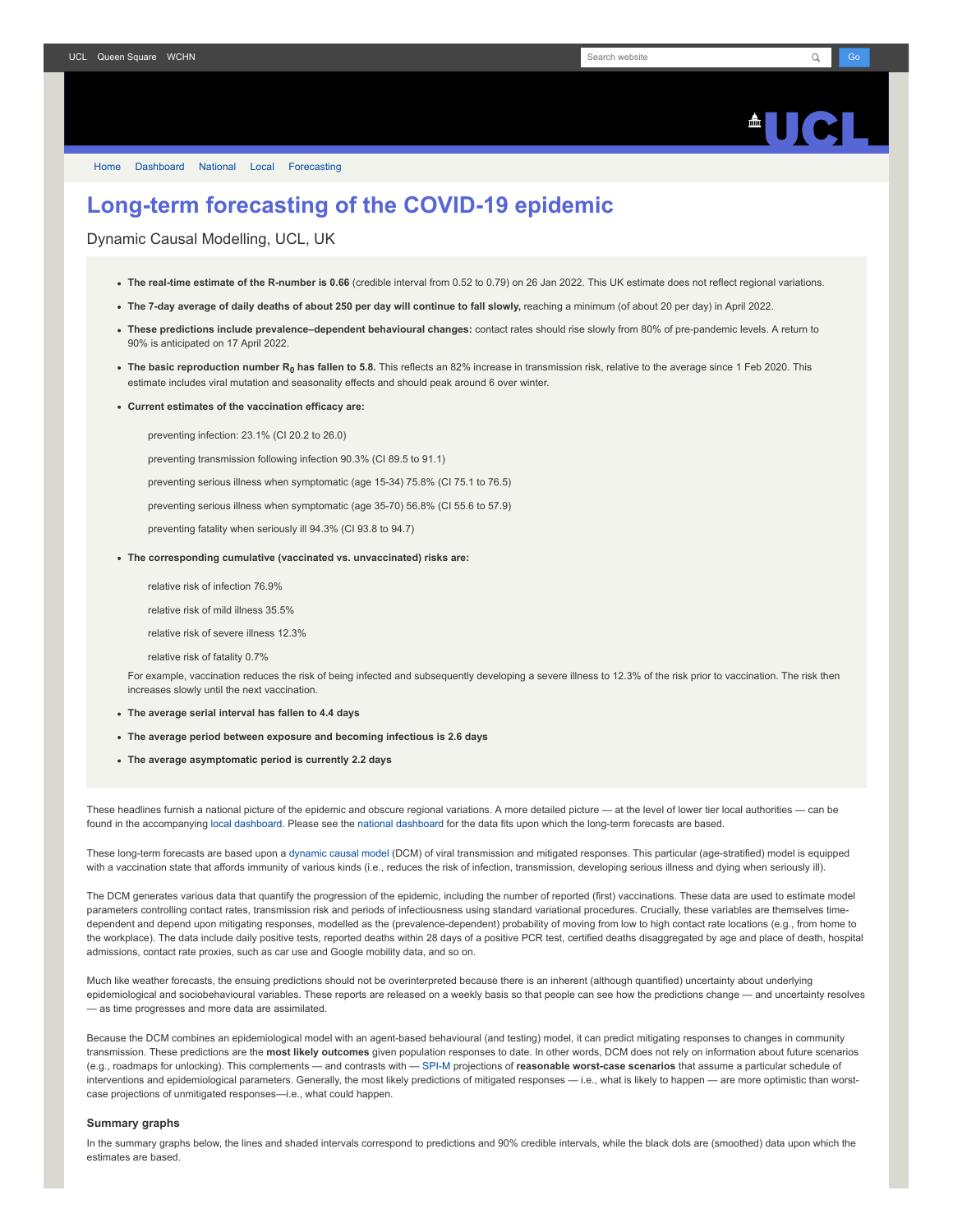UCL Queen Square WCHN

Home Dashboard National Local Forecasting

# Long-term forecasting of the COVID-19 epidemic

Dynamic Causal Modelling, UCL, UK

- **The real-time estimate of the R-number is 0.66** (credible interval from 0.52 to 0.79) on 26 Jan 2022. This UK estimate does not reflect regional variations.
- **The 7-day average of daily deaths of about 250 per day will continue to fall slowly,** reaching a minimum (of about 20 per day) in April 2022.
- **These predictions include prevalence–dependent behavioural changes:** contact rates should rise slowly from 80% of pre-pandemic levels. A return to 90% is anticipated on 17 April 2022.
- **The basic reproduction number $R_0$ has fallen to 5.8.** This reflects an 82% increase in transmission risk, relative to the average since 1 Feb 2020. This estimate includes viral mutation and seasonality effects and should peak around 6 over winter.
- **Current estimates of the vaccination efficacy are:**

  preventing infection: 23.1% (CI 20.2 to 26.0)

  preventing transmission following infection 90.3% (CI 89.5 to 91.1)

  preventing serious illness when symptomatic (age 15-34) 75.8% (CI 75.1 to 76.5)

  preventing serious illness when symptomatic (age 35-70) 56.8% (CI 55.6 to 57.9)

  preventing fatality when seriously ill 94.3% (CI 93.8 to 94.7)

- **The corresponding cumulative (vaccinated vs. unvaccinated) risks are:**

  relative risk of infection 76.9%

  relative risk of mild illness 35.5%

  relative risk of severe illness 12.3%

  relative risk of fatality 0.7%

  For example, vaccination reduces the risk of being infected and subsequently developing a severe illness to 12.3% of the risk prior to vaccination. The risk then increases slowly until the next vaccination.

- **The average serial interval has fallen to 4.4 days**
- **The average period between exposure and becoming infectious is 2.6 days**
- **The average asymptomatic period is currently 2.2 days**

These headlines furnish a national picture of the epidemic and obscure regional variations. A more detailed picture — at the level of lower tier local authorities — can be found in the accompanying local dashboard. Please see the national dashboard for the data fits upon which the long-term forecasts are based.

These long-term forecasts are based upon a dynamic causal model (DCM) of viral transmission and mitigated responses. This particular (age-stratified) model is equipped with a vaccination state that affords immunity of various kinds (i.e., reduces the risk of infection, transmission, developing serious illness and dying when seriously ill).

The DCM generates various data that quantify the progression of the epidemic, including the number of reported (first) vaccinations. These data are used to estimate model parameters controlling contact rates, transmission risk and periods of infectiousness using standard variational procedures. Crucially, these variables are themselves time-dependent and depend upon mitigating responses, modelled as the (prevalence-dependent) probability of moving from low to high contact rate locations (e.g., from home to the workplace). The data include daily positive tests, reported deaths within 28 days of a positive PCR test, certified deaths disaggregated by age and place of death, hospital admissions, contact rate proxies, such as car use and Google mobility data, and so on.

Much like weather forecasts, the ensuing predictions should not be overinterpreted because there is an inherent (although quantified) uncertainty about underlying epidemiological and sociobehavioural variables. These reports are released on a weekly basis so that people can see how the predictions change — and uncertainty resolves — as time progresses and more data are assimilated.

Because the DCM combines an epidemiological model with an agent-based behavioural (and testing) model, it can predict mitigating responses to changes in community transmission. These predictions are the **most likely outcomes** given population responses to date. In other words, DCM does not rely on information about future scenarios (e.g., roadmaps for unlocking). This complements — and contrasts with — SPI-M projections of **reasonable worst-case scenarios** that assume a particular schedule of interventions and epidemiological parameters. Generally, the most likely predictions of mitigated responses — i.e., what is likely to happen — are more optimistic than worst-case projections of unmitigated responses—i.e., what could happen.

### Summary graphs

In the summary graphs below, the lines and shaded intervals correspond to predictions and 90% credible intervals, while the black dots are (smoothed) data upon which the estimates are based.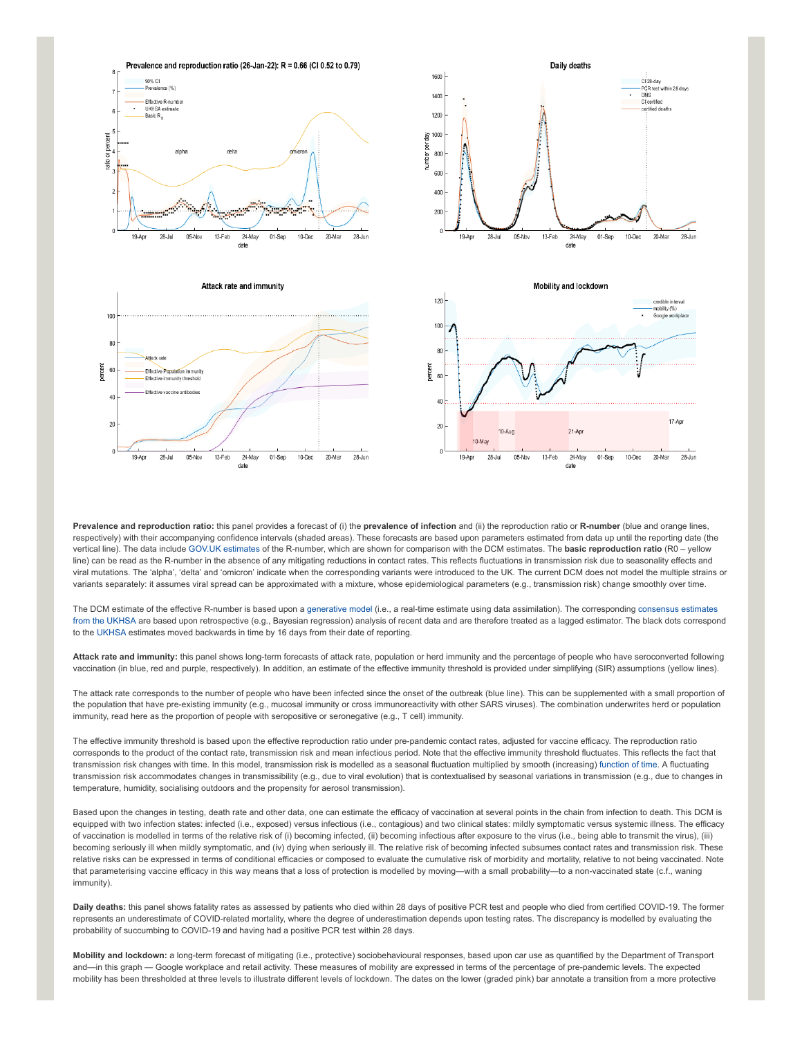**Prevalence and reproduction ratio:** this panel provides a forecast of (i) the **prevalence of infection** and (ii) the reproduction ratio or **R-number** (blue and orange lines, respectively) with their accompanying confidence intervals (shaded areas). These forecasts are based upon parameters estimated from data up until the reporting date (the vertical line). The data include GOV.UK estimates of the R-number, which are shown for comparison with the DCM estimates. The **basic reproduction ratio** (R0 – yellow line) can be read as the R-number in the absence of any mitigating reductions in contact rates. This reflects fluctuations in transmission risk due to seasonality effects and viral mutations. The 'alpha', 'delta' and 'omicron' indicate when the corresponding variants were introduced to the UK. The current DCM does not model the multiple strains or variants separately: it assumes viral spread can be approximated with a mixture, whose epidemiological parameters (e.g., transmission risk) change smoothly over time.

The DCM estimate of the effective R-number is based upon a generative model (i.e., a real-time estimate using data assimilation). The corresponding consensus estimates from the UKHSA are based upon retrospective (e.g., Bayesian regression) analysis of recent data and are therefore treated as a lagged estimator. The black dots correspond to the UKHSA estimates moved backwards in time by 16 days from their date of reporting.

**Attack rate and immunity:** this panel shows long-term forecasts of attack rate, population or herd immunity and the percentage of people who have seroconverted following vaccination (in blue, red and purple, respectively). In addition, an estimate of the effective immunity threshold is provided under simplifying (SIR) assumptions (yellow lines).

The attack rate corresponds to the number of people who have been infected since the onset of the outbreak (blue line). This can be supplemented with a small proportion of the population that have pre-existing immunity (e.g., mucosal immunity or cross immunoreactivity with other SARS viruses). The combination underwrites herd or population immunity, read here as the proportion of people with seropositive or seronegative (e.g., T cell) immunity.

The effective immunity threshold is based upon the effective reproduction ratio under pre-pandemic contact rates, adjusted for vaccine efficacy. The reproduction ratio corresponds to the product of the contact rate, transmission risk and mean infectious period. Note that the effective immunity threshold fluctuates. This reflects the fact that transmission risk changes with time. In this model, transmission risk is modelled as a seasonal fluctuation multiplied by smooth (increasing) function of time. A fluctuating transmission risk accommodates changes in transmissibility (e.g., due to viral evolution) that is contextualised by seasonal variations in transmission (e.g., due to changes in temperature, humidity, socialising outdoors and the propensity for aerosol transmission).

Based upon the changes in testing, death rate and other data, one can estimate the efficacy of vaccination at several points in the chain from infection to death. This DCM is equipped with two infection states: infected (i.e., exposed) versus infectious (i.e., contagious) and two clinical states: mildly symptomatic versus systemic illness. The efficacy of vaccination is modelled in terms of the relative risk of (i) becoming infected, (ii) becoming infectious after exposure to the virus (i.e., being able to transmit the virus), (iii) becoming seriously ill when mildly symptomatic, and (iv) dying when seriously ill. The relative risk of becoming infected subsumes contact rates and transmission risk. These relative risks can be expressed in terms of conditional efficacies or composed to evaluate the cumulative risk of morbidity and mortality, relative to not being vaccinated. Note that parameterising vaccine efficacy in this way means that a loss of protection is modelled by moving—with a small probability—to a non-vaccinated state (c.f., waning immunity).

**Daily deaths:** this panel shows fatality rates as assessed by patients who died within 28 days of positive PCR test and people who died from certified COVID-19. The former represents an underestimate of COVID-related mortality, where the degree of underestimation depends upon testing rates. The discrepancy is modelled by evaluating the probability of succumbing to COVID-19 and having had a positive PCR test within 28 days.

**Mobility and lockdown:** a long-term forecast of mitigating (i.e., protective) sociobehavioural responses, based upon car use as quantified by the Department of Transport and—in this graph — Google workplace and retail activity. These measures of mobility are expressed in terms of the percentage of pre-pandemic levels. The expected mobility has been thresholded at three levels to illustrate different levels of lockdown. The dates on the lower (graded pink) bar annotate a transition from a more protective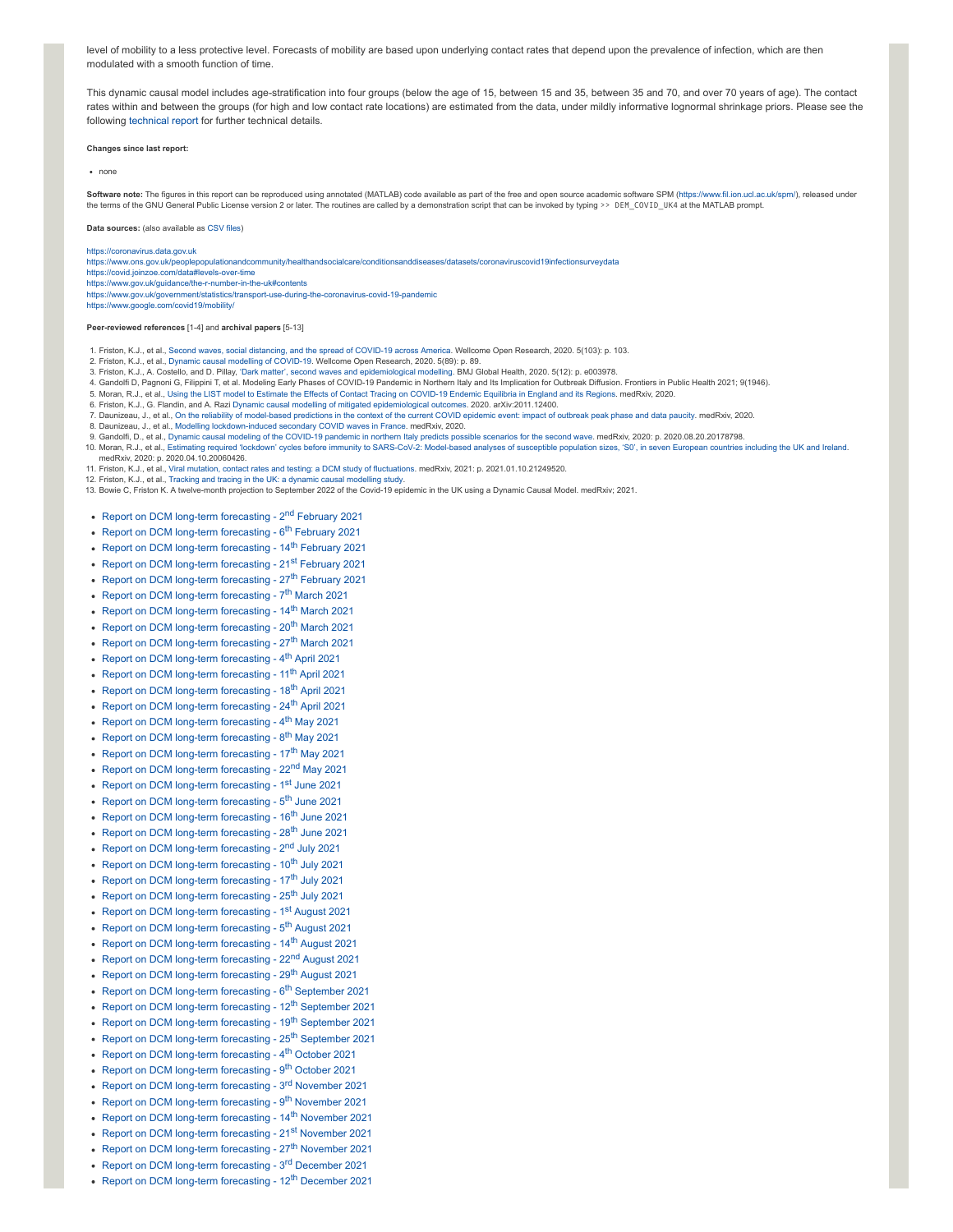level of mobility to a less protective level. Forecasts of mobility are based upon underlying contact rates that depend upon the prevalence of infection, which are then modulated with a smooth function of time.

This dynamic causal model includes age-stratification into four groups (below the age of 15, between 15 and 35, between 35 and 70, and over 70 years of age). The contact rates within and between the groups (for high and low contact rate locations) are estimated from the data, under mildly informative lognormal shrinkage priors. Please see the following technical report for further technical details.

**Changes since last report:**

- none

**Software note:** The figures in this report can be reproduced using annotated (MATLAB) code available as part of the free and open source academic software SPM (https://www.fil.ion.ucl.ac.uk/spm/), released under the terms of the GNU General Public License version 2 or later. The routines are called by a demonstration script that can be invoked by typing `>> DEM_COVID_UK4` at the MATLAB prompt.

**Data sources:** (also available as CSV files)

https://coronavirus.data.gov.uk
https://www.ons.gov.uk/peoplepopulationandcommunity/healthandsocialcare/conditionsanddiseases/datasets/coronaviruscovid19infectionsurveydata
https://covid.joinzoe.com/data#levels-over-time
https://www.gov.uk/guidance/the-r-number-in-the-uk#contents
https://www.gov.uk/government/statistics/transport-use-during-the-coronavirus-covid-19-pandemic
https://www.google.com/covid19/mobility/

**Peer-reviewed references** [1-4] and **archival papers** [5-13]

1. Friston, K.J., et al., Second waves, social distancing, and the spread of COVID-19 across America. Wellcome Open Research, 2020. 5(103): p. 103.
2. Friston, K.J., et al., Dynamic causal modelling of COVID-19. Wellcome Open Research, 2020. 5(89): p. 89.
3. Friston, K.J., A. Costello, and D. Pillay, 'Dark matter', second waves and epidemiological modelling. BMJ Global Health, 2020. 5(12): p. e003978.
4. Gandolfi D, Pagnoni G, Filippini T, et al. Modeling Early Phases of COVID-19 Pandemic in Northern Italy and Its Implication for Outbreak Diffusion. Frontiers in Public Health 2021; 9(1946).
5. Moran, R.J., et al., Using the LIST model to Estimate the Effects of Contact Tracing on COVID-19 Endemic Equilibria in England and its Regions. medRxiv, 2020.
6. Friston, K.J., G. Flandin, and A. Razi Dynamic causal modelling of mitigated epidemiological outcomes. 2020. arXiv:2011.12400.
7. Daunizeau, J., et al., On the reliability of model-based predictions in the context of the current COVID epidemic event: impact of outbreak peak phase and data paucity. medRxiv, 2020.
8. Daunizeau, J., et al., Modelling lockdown-induced secondary COVID waves in France. medRxiv, 2020.
9. Gandolfi, D., et al., Dynamic causal modeling of the COVID-19 pandemic in northern Italy predicts possible scenarios for the second wave. medRxiv, 2020: p. 2020.08.20.20178798.
10. Moran, R.J., et al., Estimating required 'lockdown' cycles before immunity to SARS-CoV-2: Model-based analyses of susceptible population sizes, 'S0', in seven European countries including the UK and Ireland. medRxiv, 2020: p. 2020.04.10.20060426.
11. Friston, K.J., et al., Viral mutation, contact rates and testing: a DCM study of fluctuations. medRxiv, 2021: p. 2021.01.10.21249520.
12. Friston, K.J., et al., Tracking and tracing in the UK: a dynamic causal modelling study.
13. Bowie C, Friston K. A twelve-month projection to September 2022 of the Covid-19 epidemic in the UK using a Dynamic Causal Model. medRxiv; 2021.

- Report on DCM long-term forecasting - 2nd February 2021
- Report on DCM long-term forecasting - 6th February 2021
- Report on DCM long-term forecasting - 14th February 2021
- Report on DCM long-term forecasting - 21st February 2021
- Report on DCM long-term forecasting - 27th February 2021
- Report on DCM long-term forecasting - 7th March 2021
- Report on DCM long-term forecasting - 14th March 2021
- Report on DCM long-term forecasting - 20th March 2021
- Report on DCM long-term forecasting - 27th March 2021
- Report on DCM long-term forecasting - 4th April 2021
- Report on DCM long-term forecasting - 11th April 2021
- Report on DCM long-term forecasting - 18th April 2021
- Report on DCM long-term forecasting - 24th April 2021
- Report on DCM long-term forecasting - 4th May 2021
- Report on DCM long-term forecasting - 8th May 2021
- Report on DCM long-term forecasting - 17th May 2021
- Report on DCM long-term forecasting - 22nd May 2021
- Report on DCM long-term forecasting - 1st June 2021
- Report on DCM long-term forecasting - 5th June 2021
- Report on DCM long-term forecasting - 16th June 2021
- Report on DCM long-term forecasting - 28th June 2021
- Report on DCM long-term forecasting - 2nd July 2021
- Report on DCM long-term forecasting - 10th July 2021
- Report on DCM long-term forecasting - 17th July 2021
- Report on DCM long-term forecasting - 25th July 2021
- Report on DCM long-term forecasting - 1st August 2021
- Report on DCM long-term forecasting - 5th August 2021
- Report on DCM long-term forecasting - 14th August 2021
- Report on DCM long-term forecasting - 22nd August 2021
- Report on DCM long-term forecasting - 29th August 2021
- Report on DCM long-term forecasting - 6th September 2021
- Report on DCM long-term forecasting - 12th September 2021
- Report on DCM long-term forecasting - 19th September 2021
- Report on DCM long-term forecasting - 25th September 2021
- Report on DCM long-term forecasting - 4th October 2021
- Report on DCM long-term forecasting - 9th October 2021
- Report on DCM long-term forecasting - 3rd November 2021
- Report on DCM long-term forecasting - 9th November 2021
- Report on DCM long-term forecasting - 14th November 2021
- Report on DCM long-term forecasting - 21st November 2021
- Report on DCM long-term forecasting - 27th November 2021
- Report on DCM long-term forecasting - 3rd December 2021
- Report on DCM long-term forecasting - 12th December 2021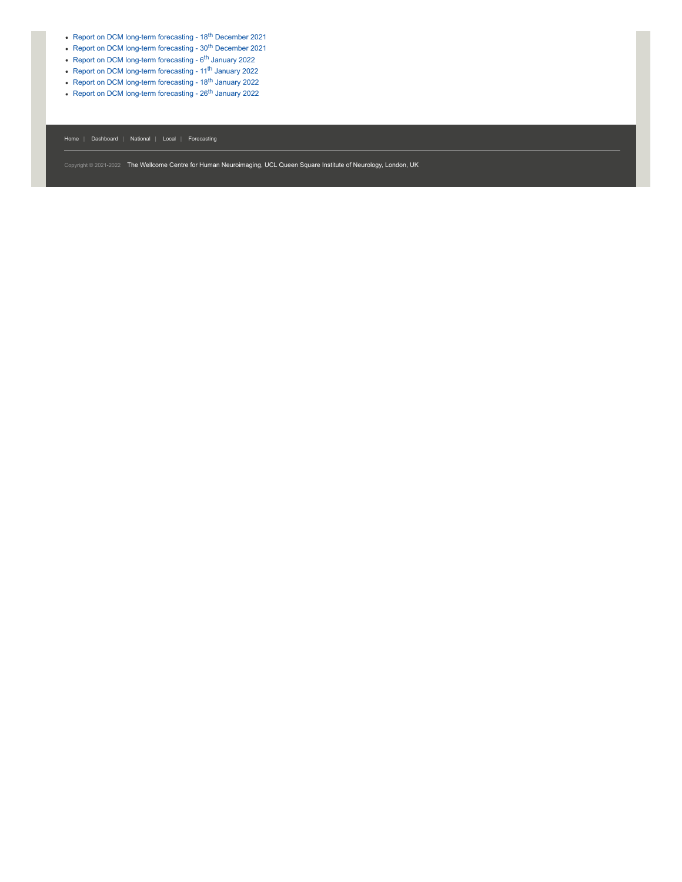- Report on DCM long-term forecasting - 18th December 2021
- Report on DCM long-term forecasting - 30th December 2021
- Report on DCM long-term forecasting - 6th January 2022
- Report on DCM long-term forecasting - 11th January 2022
- Report on DCM long-term forecasting - 18th January 2022
- Report on DCM long-term forecasting - 26th January 2022

Home | Dashboard | National | Local | Forecasting

Copyright © 2021-2022 The Wellcome Centre for Human Neuroimaging, UCL Queen Square Institute of Neurology, London, UK